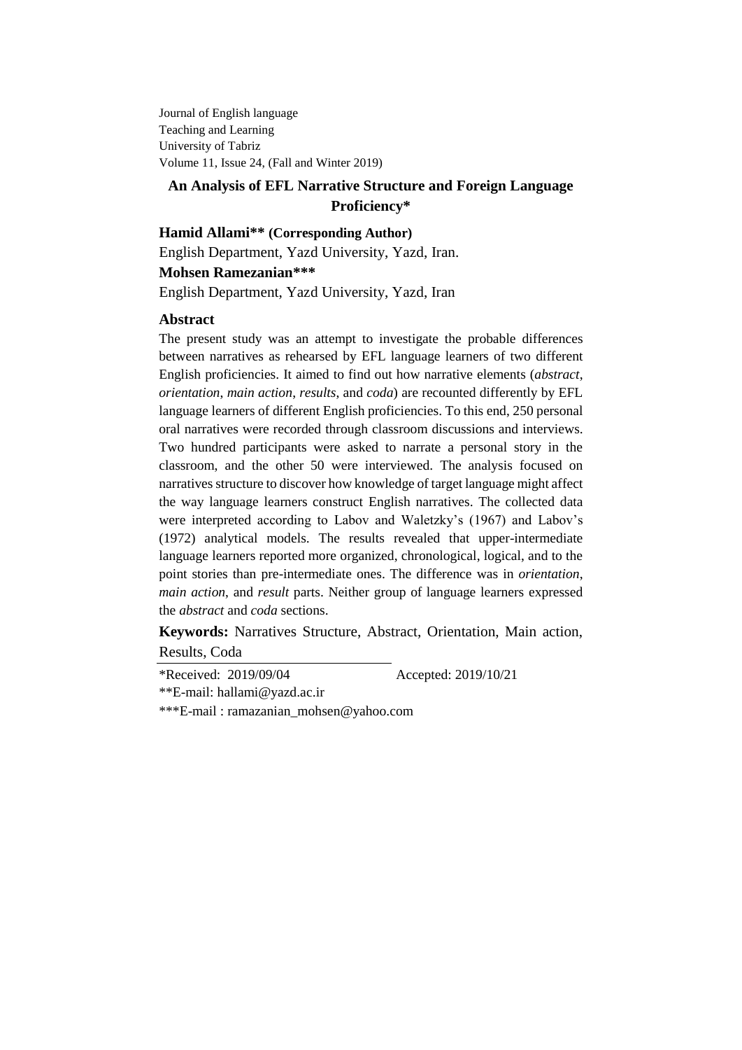Journal of English language
Teaching and Learning
University of Tabriz
Volume 11, Issue 24, (Fall and Winter 2019)

# An Analysis of EFL Narrative Structure and Foreign Language Proficiency*

**Hamid Allami\*\* (Corresponding Author)**

English Department, Yazd University, Yazd, Iran.

**Mohsen Ramezanian\*\*\***

English Department, Yazd University, Yazd, Iran

## Abstract

The present study was an attempt to investigate the probable differences between narratives as rehearsed by EFL language learners of two different English proficiencies. It aimed to find out how narrative elements (*abstract*, *orientation*, *main action*, *results*, and *coda*) are recounted differently by EFL language learners of different English proficiencies. To this end, 250 personal oral narratives were recorded through classroom discussions and interviews. Two hundred participants were asked to narrate a personal story in the classroom, and the other 50 were interviewed. The analysis focused on narratives structure to discover how knowledge of target language might affect the way language learners construct English narratives. The collected data were interpreted according to Labov and Waletzky's (1967) and Labov's (1972) analytical models. The results revealed that upper-intermediate language learners reported more organized, chronological, logical, and to the point stories than pre-intermediate ones. The difference was in *orientation*, *main action*, and *result* parts. Neither group of language learners expressed the *abstract* and *coda* sections.

**Keywords:** Narratives Structure, Abstract, Orientation, Main action, Results, Coda

---

*Received: 2019/09/04 Accepted: 2019/10/21

**E-mail: hallami@yazd.ac.ir

***E-mail : ramazanian_mohsen@yahoo.com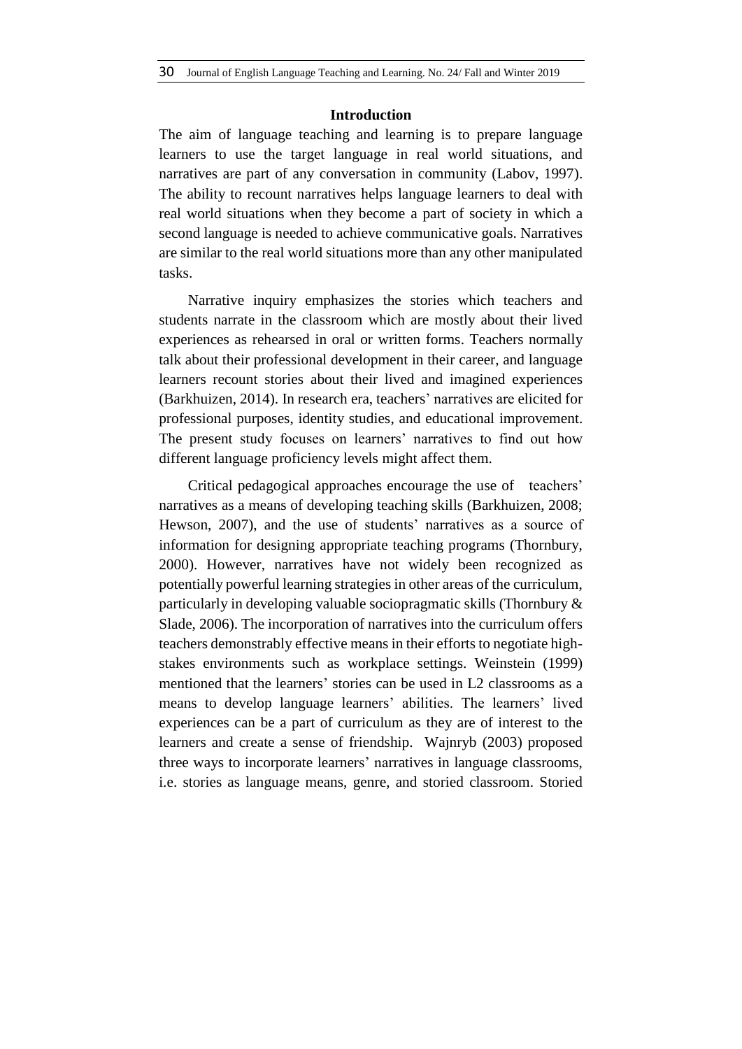## Introduction

The aim of language teaching and learning is to prepare language learners to use the target language in real world situations, and narratives are part of any conversation in community (Labov, 1997). The ability to recount narratives helps language learners to deal with real world situations when they become a part of society in which a second language is needed to achieve communicative goals. Narratives are similar to the real world situations more than any other manipulated tasks.

Narrative inquiry emphasizes the stories which teachers and students narrate in the classroom which are mostly about their lived experiences as rehearsed in oral or written forms. Teachers normally talk about their professional development in their career, and language learners recount stories about their lived and imagined experiences (Barkhuizen, 2014). In research era, teachers' narratives are elicited for professional purposes, identity studies, and educational improvement. The present study focuses on learners' narratives to find out how different language proficiency levels might affect them.

Critical pedagogical approaches encourage the use of teachers' narratives as a means of developing teaching skills (Barkhuizen, 2008; Hewson, 2007), and the use of students' narratives as a source of information for designing appropriate teaching programs (Thornbury, 2000). However, narratives have not widely been recognized as potentially powerful learning strategies in other areas of the curriculum, particularly in developing valuable sociopragmatic skills (Thornbury & Slade, 2006). The incorporation of narratives into the curriculum offers teachers demonstrably effective means in their efforts to negotiate high-stakes environments such as workplace settings. Weinstein (1999) mentioned that the learners' stories can be used in L2 classrooms as a means to develop language learners' abilities. The learners' lived experiences can be a part of curriculum as they are of interest to the learners and create a sense of friendship. Wajnryb (2003) proposed three ways to incorporate learners' narratives in language classrooms, i.e. stories as language means, genre, and storied classroom. Storied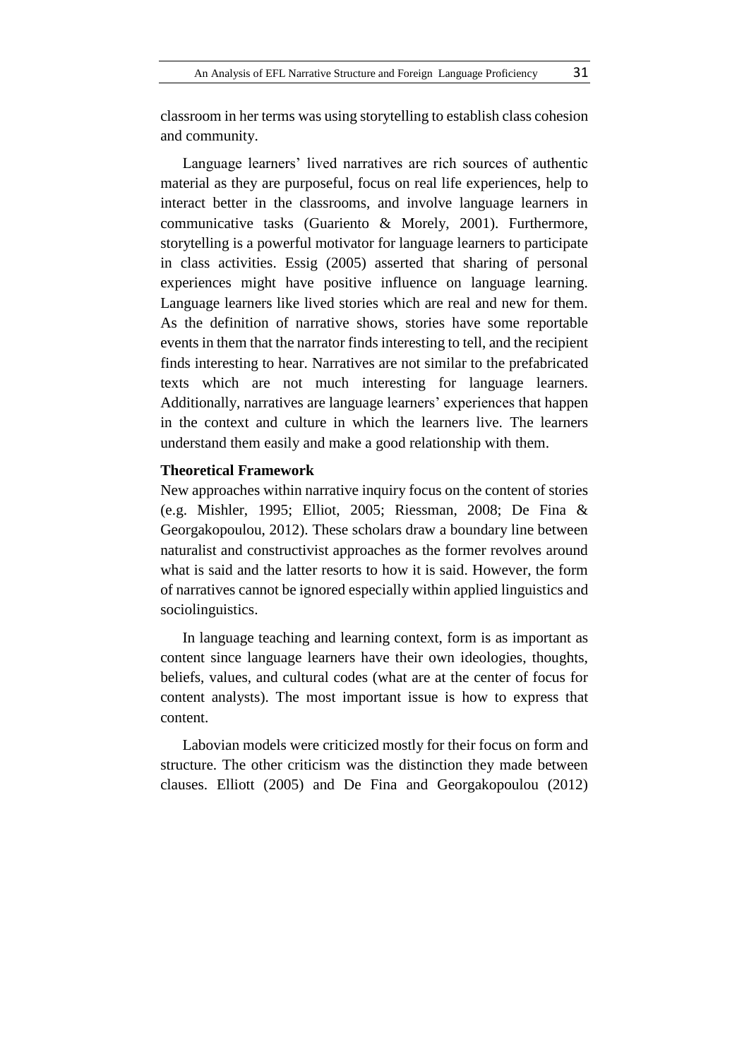classroom in her terms was using storytelling to establish class cohesion and community.

Language learners' lived narratives are rich sources of authentic material as they are purposeful, focus on real life experiences, help to interact better in the classrooms, and involve language learners in communicative tasks (Guariento & Morely, 2001). Furthermore, storytelling is a powerful motivator for language learners to participate in class activities. Essig (2005) asserted that sharing of personal experiences might have positive influence on language learning. Language learners like lived stories which are real and new for them. As the definition of narrative shows, stories have some reportable events in them that the narrator finds interesting to tell, and the recipient finds interesting to hear. Narratives are not similar to the prefabricated texts which are not much interesting for language learners. Additionally, narratives are language learners' experiences that happen in the context and culture in which the learners live. The learners understand them easily and make a good relationship with them.

**Theoretical Framework**

New approaches within narrative inquiry focus on the content of stories (e.g. Mishler, 1995; Elliot, 2005; Riessman, 2008; De Fina & Georgakopoulou, 2012). These scholars draw a boundary line between naturalist and constructivist approaches as the former revolves around what is said and the latter resorts to how it is said. However, the form of narratives cannot be ignored especially within applied linguistics and sociolinguistics.

In language teaching and learning context, form is as important as content since language learners have their own ideologies, thoughts, beliefs, values, and cultural codes (what are at the center of focus for content analysts). The most important issue is how to express that content.

Labovian models were criticized mostly for their focus on form and structure. The other criticism was the distinction they made between clauses. Elliott (2005) and De Fina and Georgakopoulou (2012)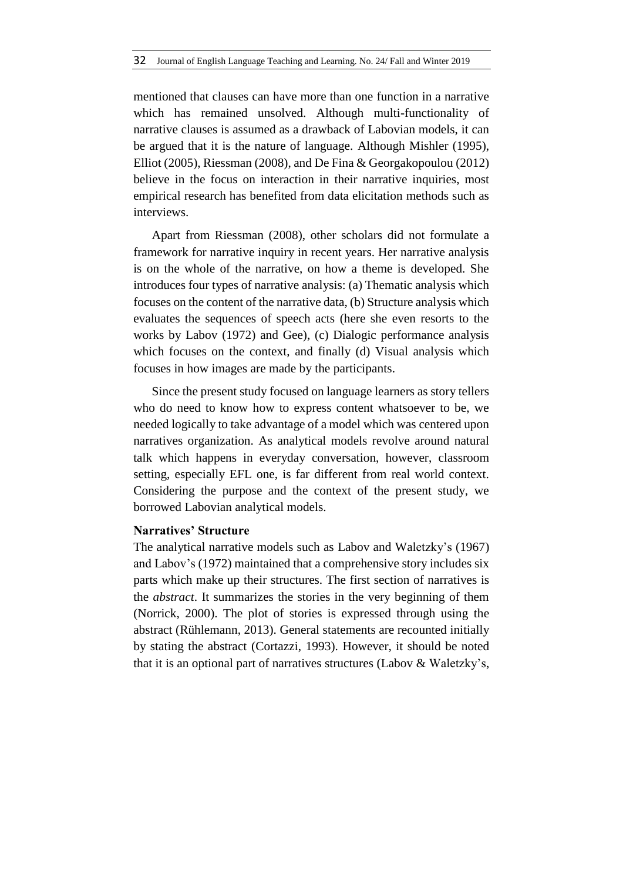mentioned that clauses can have more than one function in a narrative which has remained unsolved. Although multi-functionality of narrative clauses is assumed as a drawback of Labovian models, it can be argued that it is the nature of language. Although Mishler (1995), Elliot (2005), Riessman (2008), and De Fina & Georgakopoulou (2012) believe in the focus on interaction in their narrative inquiries, most empirical research has benefited from data elicitation methods such as interviews.

Apart from Riessman (2008), other scholars did not formulate a framework for narrative inquiry in recent years. Her narrative analysis is on the whole of the narrative, on how a theme is developed. She introduces four types of narrative analysis: (a) Thematic analysis which focuses on the content of the narrative data, (b) Structure analysis which evaluates the sequences of speech acts (here she even resorts to the works by Labov (1972) and Gee), (c) Dialogic performance analysis which focuses on the context, and finally (d) Visual analysis which focuses in how images are made by the participants.

Since the present study focused on language learners as story tellers who do need to know how to express content whatsoever to be, we needed logically to take advantage of a model which was centered upon narratives organization. As analytical models revolve around natural talk which happens in everyday conversation, however, classroom setting, especially EFL one, is far different from real world context. Considering the purpose and the context of the present study, we borrowed Labovian analytical models.

**Narratives' Structure**

The analytical narrative models such as Labov and Waletzky's (1967) and Labov's (1972) maintained that a comprehensive story includes six parts which make up their structures. The first section of narratives is the *abstract*. It summarizes the stories in the very beginning of them (Norrick, 2000). The plot of stories is expressed through using the abstract (Rühlemann, 2013). General statements are recounted initially by stating the abstract (Cortazzi, 1993). However, it should be noted that it is an optional part of narratives structures (Labov & Waletzky's,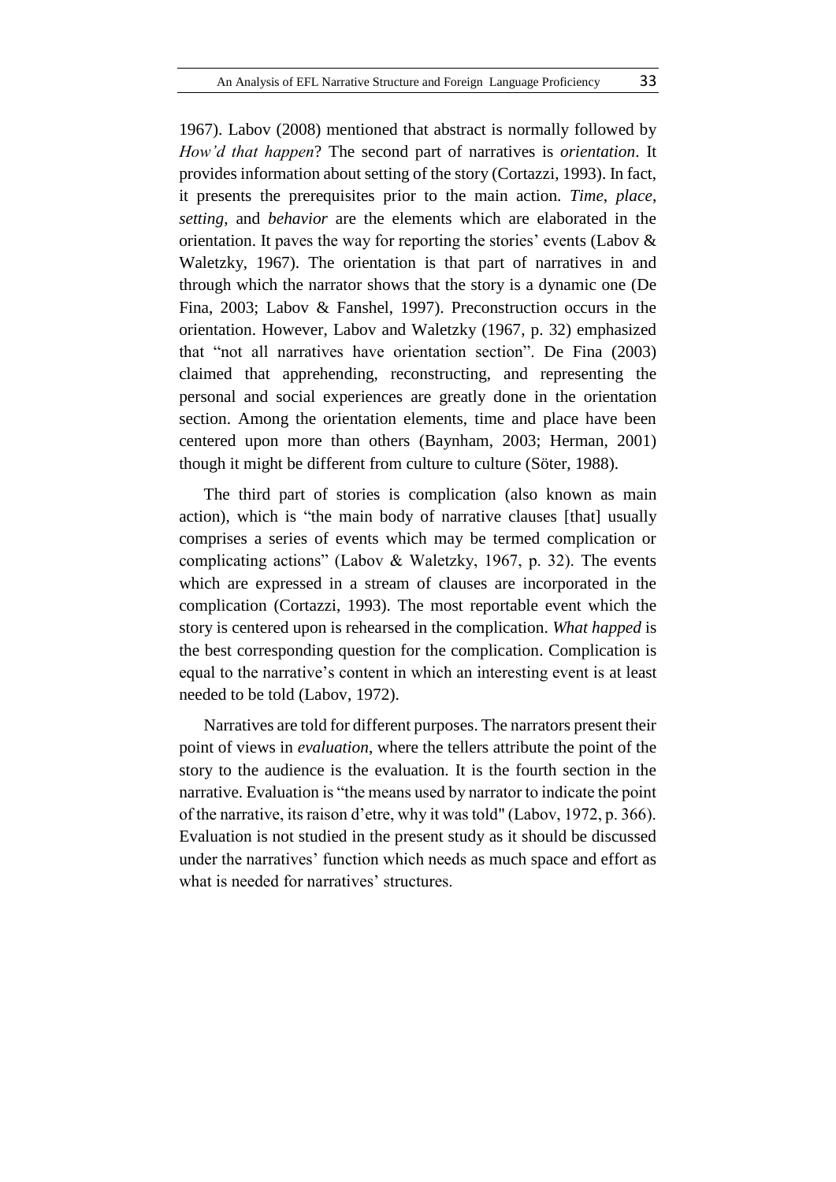1967). Labov (2008) mentioned that abstract is normally followed by *How'd that happen*? The second part of narratives is *orientation*. It provides information about setting of the story (Cortazzi, 1993). In fact, it presents the prerequisites prior to the main action. *Time*, *place*, *setting*, and *behavior* are the elements which are elaborated in the orientation. It paves the way for reporting the stories' events (Labov & Waletzky, 1967). The orientation is that part of narratives in and through which the narrator shows that the story is a dynamic one (De Fina, 2003; Labov & Fanshel, 1997). Preconstruction occurs in the orientation. However, Labov and Waletzky (1967, p. 32) emphasized that "not all narratives have orientation section". De Fina (2003) claimed that apprehending, reconstructing, and representing the personal and social experiences are greatly done in the orientation section. Among the orientation elements, time and place have been centered upon more than others (Baynham, 2003; Herman, 2001) though it might be different from culture to culture (Söter, 1988).

The third part of stories is complication (also known as main action), which is "the main body of narrative clauses [that] usually comprises a series of events which may be termed complication or complicating actions" (Labov & Waletzky, 1967, p. 32). The events which are expressed in a stream of clauses are incorporated in the complication (Cortazzi, 1993). The most reportable event which the story is centered upon is rehearsed in the complication. *What happed* is the best corresponding question for the complication. Complication is equal to the narrative's content in which an interesting event is at least needed to be told (Labov, 1972).

Narratives are told for different purposes. The narrators present their point of views in *evaluation*, where the tellers attribute the point of the story to the audience is the evaluation. It is the fourth section in the narrative. Evaluation is "the means used by narrator to indicate the point of the narrative, its raison d'etre, why it was told" (Labov, 1972, p. 366). Evaluation is not studied in the present study as it should be discussed under the narratives' function which needs as much space and effort as what is needed for narratives' structures.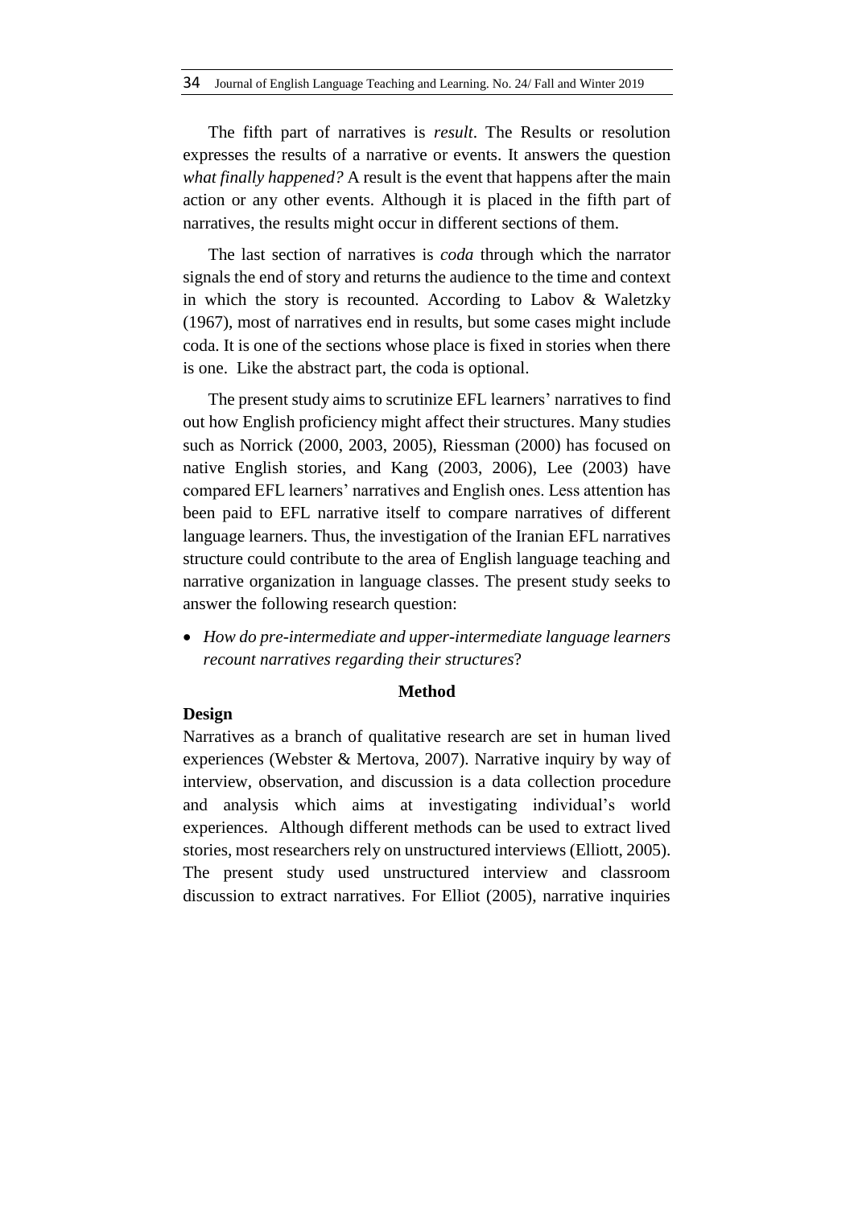The fifth part of narratives is *result*. The Results or resolution expresses the results of a narrative or events. It answers the question *what finally happened?* A result is the event that happens after the main action or any other events. Although it is placed in the fifth part of narratives, the results might occur in different sections of them.

The last section of narratives is *coda* through which the narrator signals the end of story and returns the audience to the time and context in which the story is recounted. According to Labov & Waletzky (1967), most of narratives end in results, but some cases might include coda. It is one of the sections whose place is fixed in stories when there is one. Like the abstract part, the coda is optional.

The present study aims to scrutinize EFL learners' narratives to find out how English proficiency might affect their structures. Many studies such as Norrick (2000, 2003, 2005), Riessman (2000) has focused on native English stories, and Kang (2003, 2006), Lee (2003) have compared EFL learners' narratives and English ones. Less attention has been paid to EFL narrative itself to compare narratives of different language learners. Thus, the investigation of the Iranian EFL narratives structure could contribute to the area of English language teaching and narrative organization in language classes. The present study seeks to answer the following research question:

- *How do pre-intermediate and upper-intermediate language learners recount narratives regarding their structures*?

## Method

### Design

Narratives as a branch of qualitative research are set in human lived experiences (Webster & Mertova, 2007). Narrative inquiry by way of interview, observation, and discussion is a data collection procedure and analysis which aims at investigating individual's world experiences. Although different methods can be used to extract lived stories, most researchers rely on unstructured interviews (Elliott, 2005). The present study used unstructured interview and classroom discussion to extract narratives. For Elliot (2005), narrative inquiries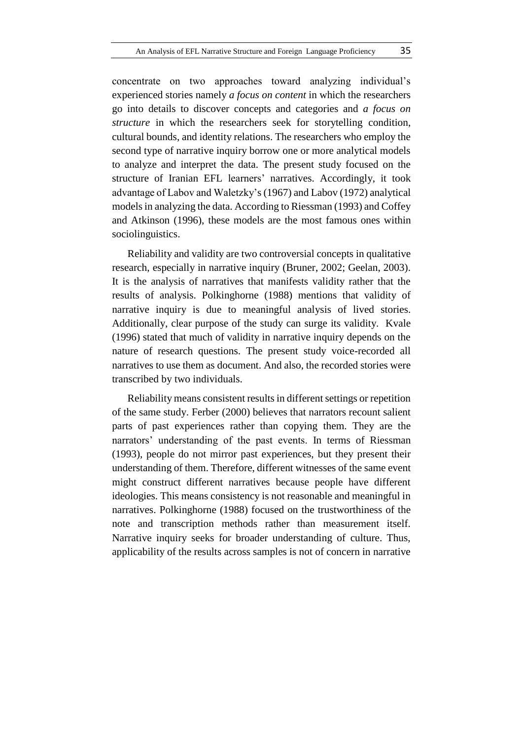concentrate on two approaches toward analyzing individual's experienced stories namely *a focus on content* in which the researchers go into details to discover concepts and categories and *a focus on structure* in which the researchers seek for storytelling condition, cultural bounds, and identity relations. The researchers who employ the second type of narrative inquiry borrow one or more analytical models to analyze and interpret the data. The present study focused on the structure of Iranian EFL learners' narratives. Accordingly, it took advantage of Labov and Waletzky's (1967) and Labov (1972) analytical models in analyzing the data. According to Riessman (1993) and Coffey and Atkinson (1996), these models are the most famous ones within sociolinguistics.

Reliability and validity are two controversial concepts in qualitative research, especially in narrative inquiry (Bruner, 2002; Geelan, 2003). It is the analysis of narratives that manifests validity rather that the results of analysis. Polkinghorne (1988) mentions that validity of narrative inquiry is due to meaningful analysis of lived stories. Additionally, clear purpose of the study can surge its validity. Kvale (1996) stated that much of validity in narrative inquiry depends on the nature of research questions. The present study voice-recorded all narratives to use them as document. And also, the recorded stories were transcribed by two individuals.

Reliability means consistent results in different settings or repetition of the same study. Ferber (2000) believes that narrators recount salient parts of past experiences rather than copying them. They are the narrators' understanding of the past events. In terms of Riessman (1993), people do not mirror past experiences, but they present their understanding of them. Therefore, different witnesses of the same event might construct different narratives because people have different ideologies. This means consistency is not reasonable and meaningful in narratives. Polkinghorne (1988) focused on the trustworthiness of the note and transcription methods rather than measurement itself. Narrative inquiry seeks for broader understanding of culture. Thus, applicability of the results across samples is not of concern in narrative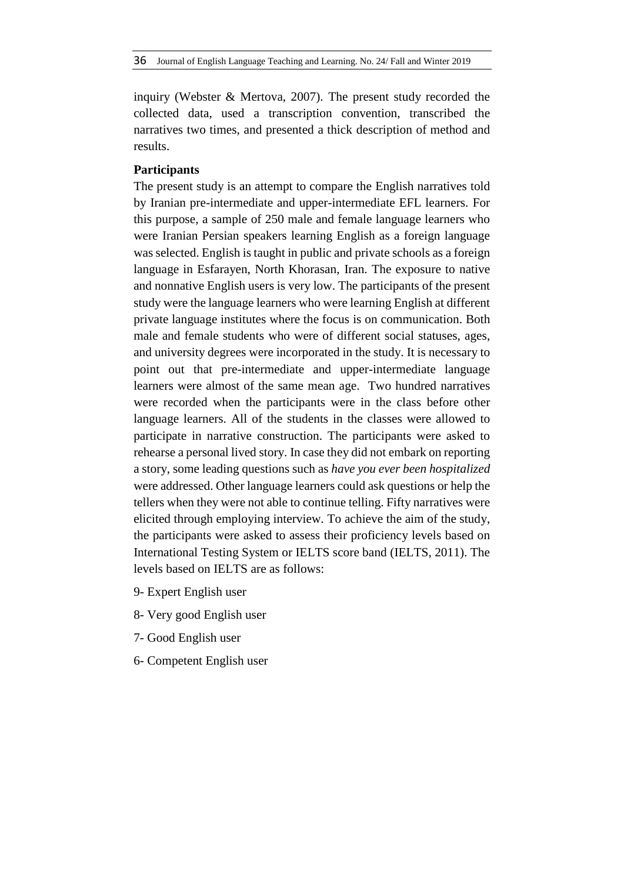inquiry (Webster & Mertova, 2007). The present study recorded the collected data, used a transcription convention, transcribed the narratives two times, and presented a thick description of method and results.

**Participants**

The present study is an attempt to compare the English narratives told by Iranian pre-intermediate and upper-intermediate EFL learners. For this purpose, a sample of 250 male and female language learners who were Iranian Persian speakers learning English as a foreign language was selected. English is taught in public and private schools as a foreign language in Esfarayen, North Khorasan, Iran. The exposure to native and nonnative English users is very low. The participants of the present study were the language learners who were learning English at different private language institutes where the focus is on communication. Both male and female students who were of different social statuses, ages, and university degrees were incorporated in the study. It is necessary to point out that pre-intermediate and upper-intermediate language learners were almost of the same mean age. Two hundred narratives were recorded when the participants were in the class before other language learners. All of the students in the classes were allowed to participate in narrative construction. The participants were asked to rehearse a personal lived story. In case they did not embark on reporting a story, some leading questions such as *have you ever been hospitalized* were addressed. Other language learners could ask questions or help the tellers when they were not able to continue telling. Fifty narratives were elicited through employing interview. To achieve the aim of the study, the participants were asked to assess their proficiency levels based on International Testing System or IELTS score band (IELTS, 2011). The levels based on IELTS are as follows:

9- Expert English user

8- Very good English user

7- Good English user

6- Competent English user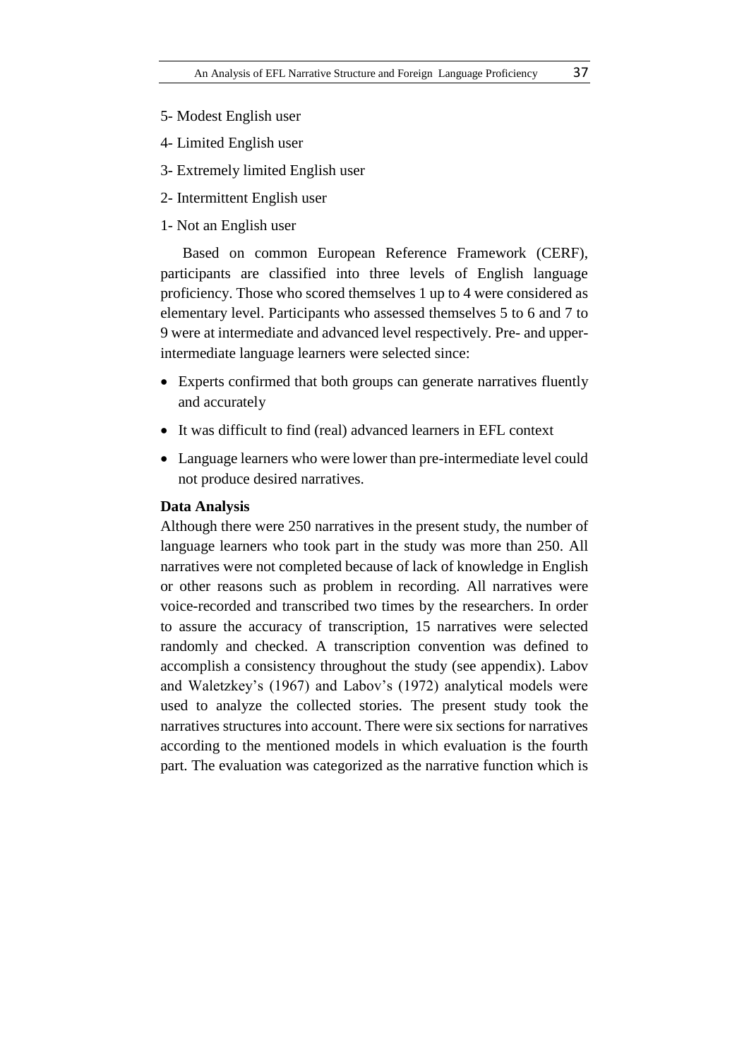5- Modest English user

4- Limited English user

3- Extremely limited English user

2- Intermittent English user

1- Not an English user

Based on common European Reference Framework (CERF), participants are classified into three levels of English language proficiency. Those who scored themselves 1 up to 4 were considered as elementary level. Participants who assessed themselves 5 to 6 and 7 to 9 were at intermediate and advanced level respectively. Pre- and upper-intermediate language learners were selected since:

- Experts confirmed that both groups can generate narratives fluently and accurately
- It was difficult to find (real) advanced learners in EFL context
- Language learners who were lower than pre-intermediate level could not produce desired narratives.

**Data Analysis**

Although there were 250 narratives in the present study, the number of language learners who took part in the study was more than 250. All narratives were not completed because of lack of knowledge in English or other reasons such as problem in recording. All narratives were voice-recorded and transcribed two times by the researchers. In order to assure the accuracy of transcription, 15 narratives were selected randomly and checked. A transcription convention was defined to accomplish a consistency throughout the study (see appendix). Labov and Waletzkey's (1967) and Labov's (1972) analytical models were used to analyze the collected stories. The present study took the narratives structures into account. There were six sections for narratives according to the mentioned models in which evaluation is the fourth part. The evaluation was categorized as the narrative function which is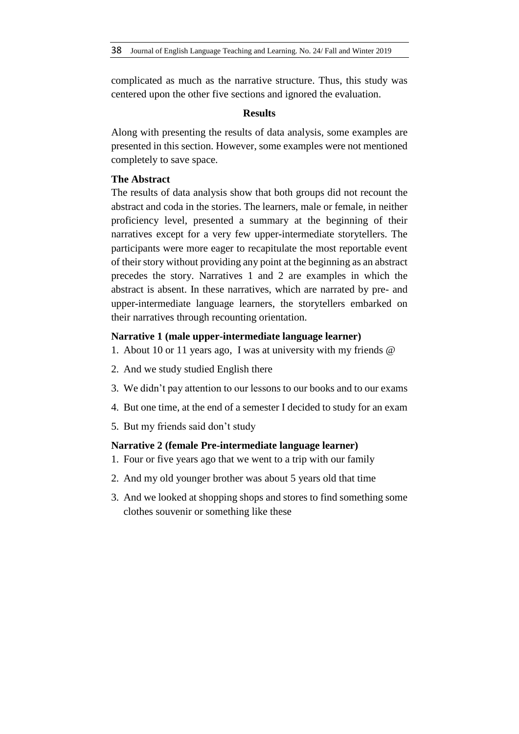complicated as much as the narrative structure. Thus, this study was centered upon the other five sections and ignored the evaluation.

## Results

Along with presenting the results of data analysis, some examples are presented in this section. However, some examples were not mentioned completely to save space.

### The Abstract

The results of data analysis show that both groups did not recount the abstract and coda in the stories. The learners, male or female, in neither proficiency level, presented a summary at the beginning of their narratives except for a very few upper-intermediate storytellers. The participants were more eager to recapitulate the most reportable event of their story without providing any point at the beginning as an abstract precedes the story. Narratives 1 and 2 are examples in which the abstract is absent. In these narratives, which are narrated by pre- and upper-intermediate language learners, the storytellers embarked on their narratives through recounting orientation.

**Narrative 1 (male upper-intermediate language learner)**

1. About 10 or 11 years ago, I was at university with my friends @
2. And we study studied English there
3. We didn't pay attention to our lessons to our books and to our exams
4. But one time, at the end of a semester I decided to study for an exam
5. But my friends said don't study

**Narrative 2 (female Pre-intermediate language learner)**

1. Four or five years ago that we went to a trip with our family
2. And my old younger brother was about 5 years old that time
3. And we looked at shopping shops and stores to find something some clothes souvenir or something like these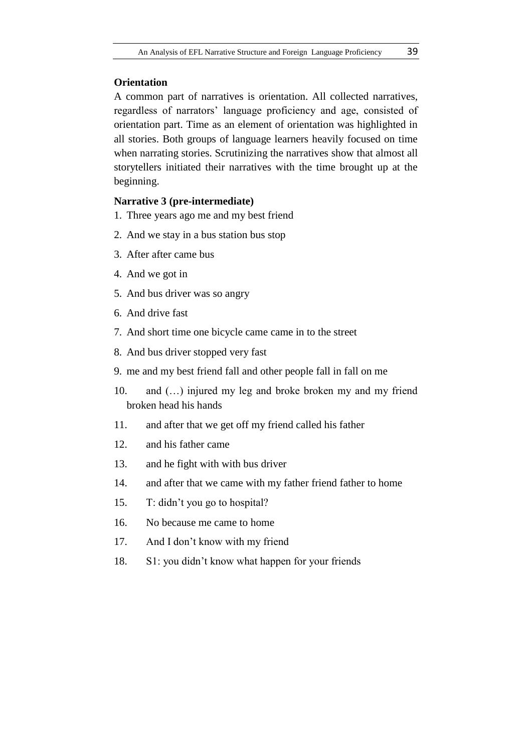**Orientation**

A common part of narratives is orientation. All collected narratives, regardless of narrators' language proficiency and age, consisted of orientation part. Time as an element of orientation was highlighted in all stories. Both groups of language learners heavily focused on time when narrating stories. Scrutinizing the narratives show that almost all storytellers initiated their narratives with the time brought up at the beginning.

**Narrative 3 (pre-intermediate)**

1. Three years ago me and my best friend
2. And we stay in a bus station bus stop
3. After after came bus
4. And we got in
5. And bus driver was so angry
6. And drive fast
7. And short time one bicycle came came in to the street
8. And bus driver stopped very fast
9. me and my best friend fall and other people fall in fall on me
10. and (…) injured my leg and broke broken my and my friend broken head his hands
11. and after that we get off my friend called his father
12. and his father came
13. and he fight with with bus driver
14. and after that we came with my father friend father to home
15. T: didn't you go to hospital?
16. No because me came to home
17. And I don't know with my friend
18. S1: you didn't know what happen for your friends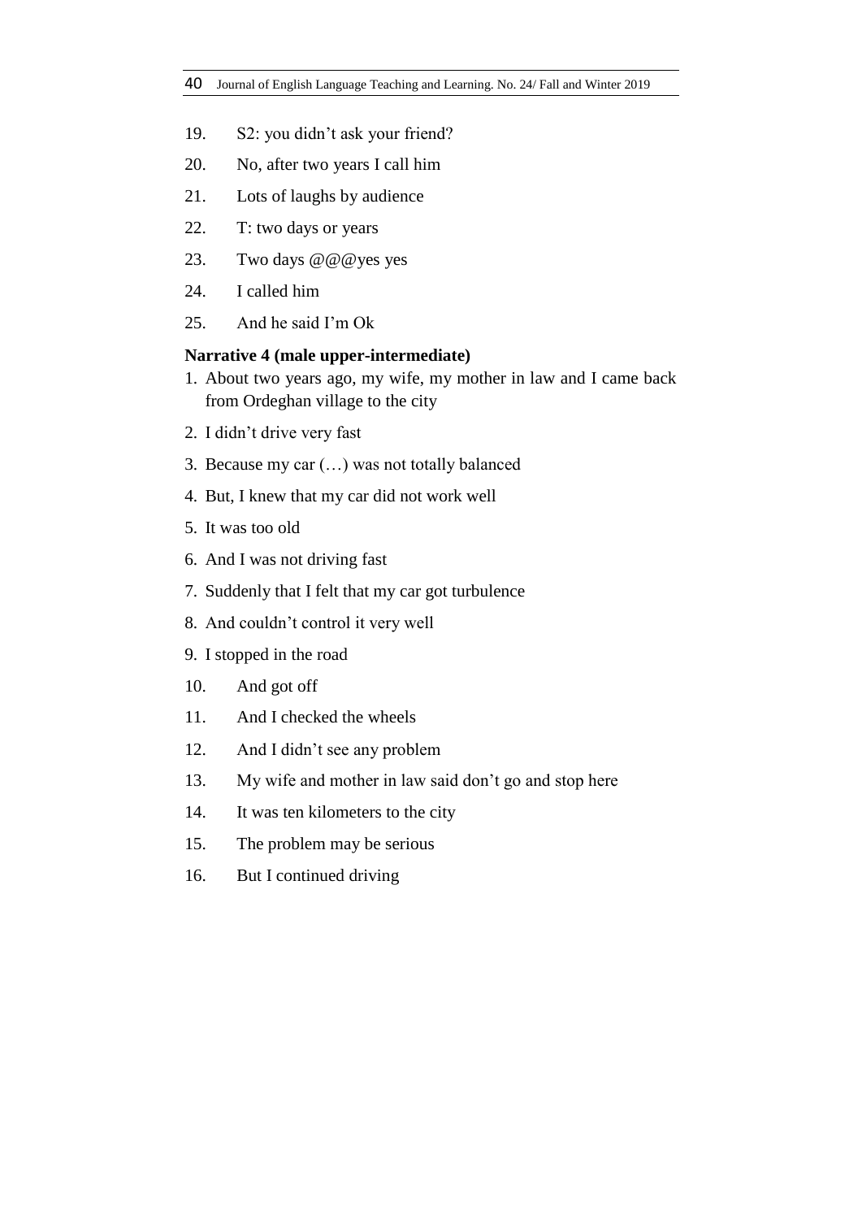19. S2: you didn't ask your friend?
20. No, after two years I call him
21. Lots of laughs by audience
22. T: two days or years
23. Two days @@@yes yes
24. I called him
25. And he said I'm Ok

**Narrative 4 (male upper-intermediate)**

1. About two years ago, my wife, my mother in law and I came back from Ordeghan village to the city
2. I didn't drive very fast
3. Because my car (…) was not totally balanced
4. But, I knew that my car did not work well
5. It was too old
6. And I was not driving fast
7. Suddenly that I felt that my car got turbulence
8. And couldn't control it very well
9. I stopped in the road
10. And got off
11. And I checked the wheels
12. And I didn't see any problem
13. My wife and mother in law said don't go and stop here
14. It was ten kilometers to the city
15. The problem may be serious
16. But I continued driving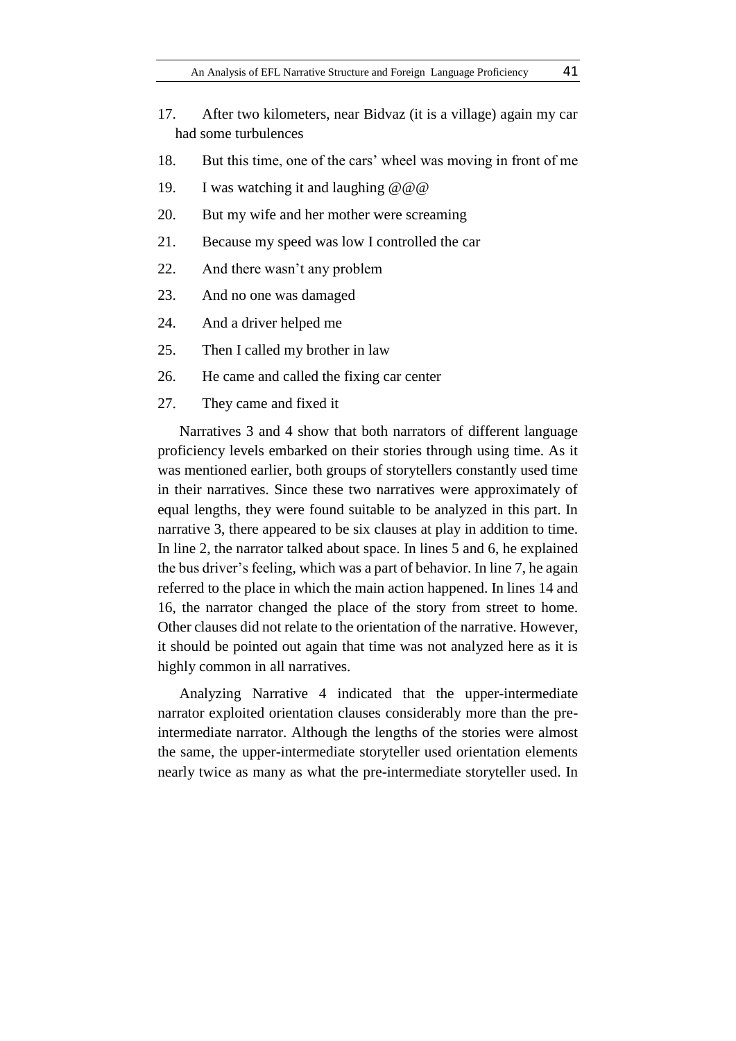17. After two kilometers, near Bidvaz (it is a village) again my car had some turbulences

18. But this time, one of the cars' wheel was moving in front of me

19. I was watching it and laughing @@@

20. But my wife and her mother were screaming

21. Because my speed was low I controlled the car

22. And there wasn't any problem

23. And no one was damaged

24. And a driver helped me

25. Then I called my brother in law

26. He came and called the fixing car center

27. They came and fixed it

Narratives 3 and 4 show that both narrators of different language proficiency levels embarked on their stories through using time. As it was mentioned earlier, both groups of storytellers constantly used time in their narratives. Since these two narratives were approximately of equal lengths, they were found suitable to be analyzed in this part. In narrative 3, there appeared to be six clauses at play in addition to time. In line 2, the narrator talked about space. In lines 5 and 6, he explained the bus driver's feeling, which was a part of behavior. In line 7, he again referred to the place in which the main action happened. In lines 14 and 16, the narrator changed the place of the story from street to home. Other clauses did not relate to the orientation of the narrative. However, it should be pointed out again that time was not analyzed here as it is highly common in all narratives.

Analyzing Narrative 4 indicated that the upper-intermediate narrator exploited orientation clauses considerably more than the pre-intermediate narrator. Although the lengths of the stories were almost the same, the upper-intermediate storyteller used orientation elements nearly twice as many as what the pre-intermediate storyteller used. In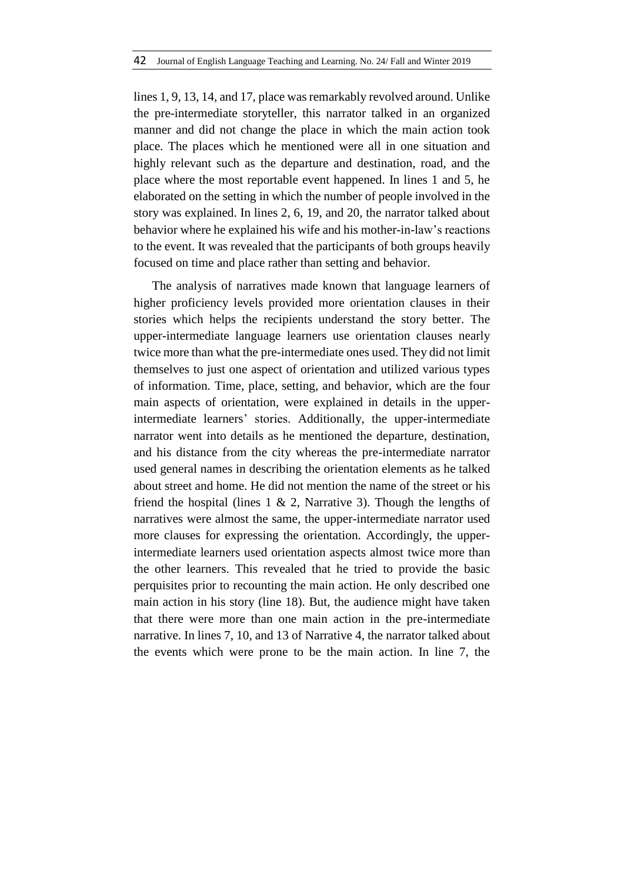lines 1, 9, 13, 14, and 17, place was remarkably revolved around. Unlike the pre-intermediate storyteller, this narrator talked in an organized manner and did not change the place in which the main action took place. The places which he mentioned were all in one situation and highly relevant such as the departure and destination, road, and the place where the most reportable event happened. In lines 1 and 5, he elaborated on the setting in which the number of people involved in the story was explained. In lines 2, 6, 19, and 20, the narrator talked about behavior where he explained his wife and his mother-in-law's reactions to the event. It was revealed that the participants of both groups heavily focused on time and place rather than setting and behavior.

The analysis of narratives made known that language learners of higher proficiency levels provided more orientation clauses in their stories which helps the recipients understand the story better. The upper-intermediate language learners use orientation clauses nearly twice more than what the pre-intermediate ones used. They did not limit themselves to just one aspect of orientation and utilized various types of information. Time, place, setting, and behavior, which are the four main aspects of orientation, were explained in details in the upper-intermediate learners' stories. Additionally, the upper-intermediate narrator went into details as he mentioned the departure, destination, and his distance from the city whereas the pre-intermediate narrator used general names in describing the orientation elements as he talked about street and home. He did not mention the name of the street or his friend the hospital (lines 1 & 2, Narrative 3). Though the lengths of narratives were almost the same, the upper-intermediate narrator used more clauses for expressing the orientation. Accordingly, the upper-intermediate learners used orientation aspects almost twice more than the other learners. This revealed that he tried to provide the basic perquisites prior to recounting the main action. He only described one main action in his story (line 18). But, the audience might have taken that there were more than one main action in the pre-intermediate narrative. In lines 7, 10, and 13 of Narrative 4, the narrator talked about the events which were prone to be the main action. In line 7, the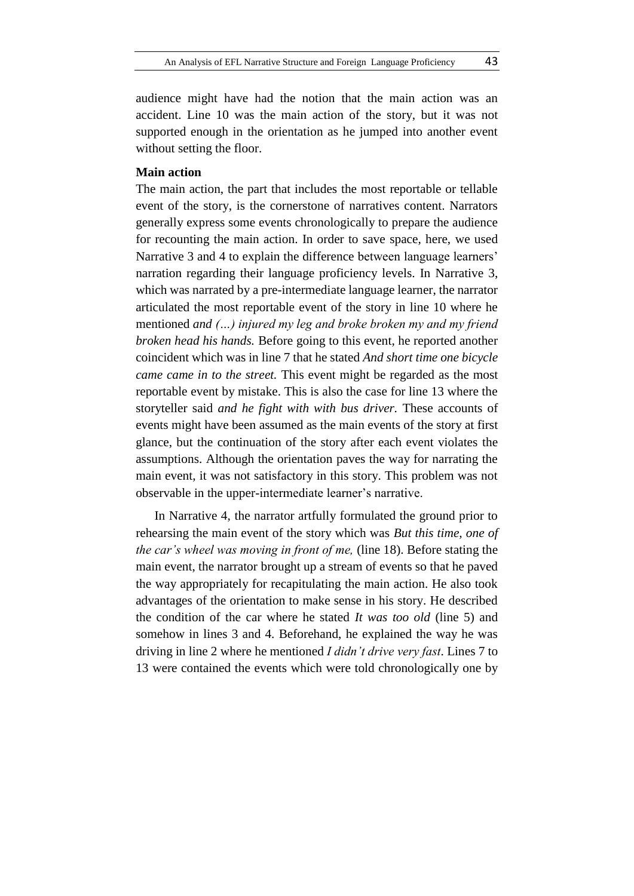audience might have had the notion that the main action was an accident. Line 10 was the main action of the story, but it was not supported enough in the orientation as he jumped into another event without setting the floor.

**Main action**

The main action, the part that includes the most reportable or tellable event of the story, is the cornerstone of narratives content. Narrators generally express some events chronologically to prepare the audience for recounting the main action. In order to save space, here, we used Narrative 3 and 4 to explain the difference between language learners' narration regarding their language proficiency levels. In Narrative 3, which was narrated by a pre-intermediate language learner, the narrator articulated the most reportable event of the story in line 10 where he mentioned *and (…) injured my leg and broke broken my and my friend broken head his hands.* Before going to this event, he reported another coincident which was in line 7 that he stated *And short time one bicycle came came in to the street.* This event might be regarded as the most reportable event by mistake. This is also the case for line 13 where the storyteller said *and he fight with with bus driver.* These accounts of events might have been assumed as the main events of the story at first glance, but the continuation of the story after each event violates the assumptions. Although the orientation paves the way for narrating the main event, it was not satisfactory in this story. This problem was not observable in the upper-intermediate learner's narrative.

In Narrative 4, the narrator artfully formulated the ground prior to rehearsing the main event of the story which was *But this time, one of the car's wheel was moving in front of me,* (line 18). Before stating the main event, the narrator brought up a stream of events so that he paved the way appropriately for recapitulating the main action. He also took advantages of the orientation to make sense in his story. He described the condition of the car where he stated *It was too old* (line 5) and somehow in lines 3 and 4. Beforehand, he explained the way he was driving in line 2 where he mentioned *I didn't drive very fast*. Lines 7 to 13 were contained the events which were told chronologically one by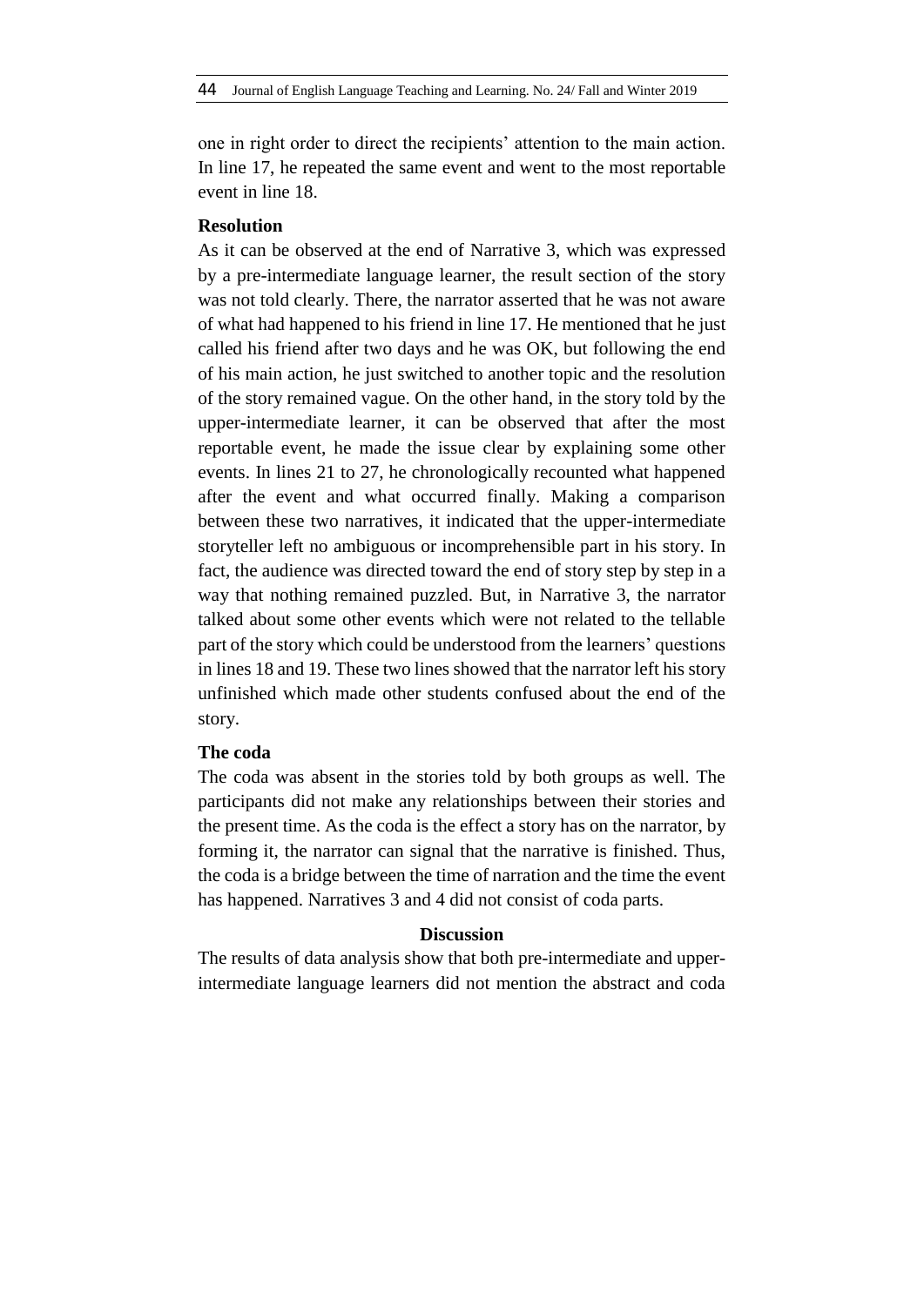one in right order to direct the recipients' attention to the main action. In line 17, he repeated the same event and went to the most reportable event in line 18.

**Resolution**

As it can be observed at the end of Narrative 3, which was expressed by a pre-intermediate language learner, the result section of the story was not told clearly. There, the narrator asserted that he was not aware of what had happened to his friend in line 17. He mentioned that he just called his friend after two days and he was OK, but following the end of his main action, he just switched to another topic and the resolution of the story remained vague. On the other hand, in the story told by the upper-intermediate learner, it can be observed that after the most reportable event, he made the issue clear by explaining some other events. In lines 21 to 27, he chronologically recounted what happened after the event and what occurred finally. Making a comparison between these two narratives, it indicated that the upper-intermediate storyteller left no ambiguous or incomprehensible part in his story. In fact, the audience was directed toward the end of story step by step in a way that nothing remained puzzled. But, in Narrative 3, the narrator talked about some other events which were not related to the tellable part of the story which could be understood from the learners' questions in lines 18 and 19. These two lines showed that the narrator left his story unfinished which made other students confused about the end of the story.

**The coda**

The coda was absent in the stories told by both groups as well. The participants did not make any relationships between their stories and the present time. As the coda is the effect a story has on the narrator, by forming it, the narrator can signal that the narrative is finished. Thus, the coda is a bridge between the time of narration and the time the event has happened. Narratives 3 and 4 did not consist of coda parts.

## Discussion

The results of data analysis show that both pre-intermediate and upper-intermediate language learners did not mention the abstract and coda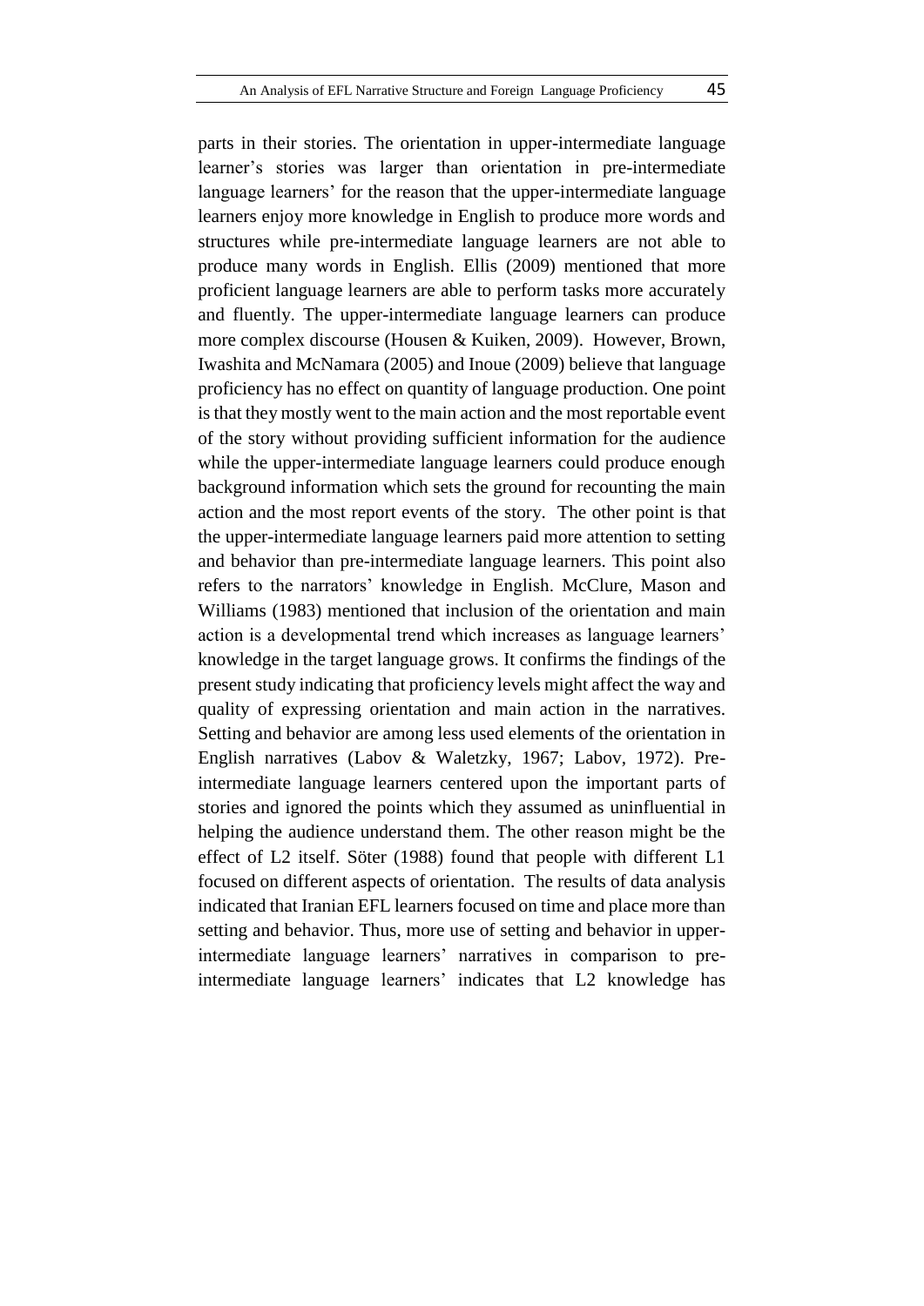parts in their stories. The orientation in upper-intermediate language learner's stories was larger than orientation in pre-intermediate language learners' for the reason that the upper-intermediate language learners enjoy more knowledge in English to produce more words and structures while pre-intermediate language learners are not able to produce many words in English. Ellis (2009) mentioned that more proficient language learners are able to perform tasks more accurately and fluently. The upper-intermediate language learners can produce more complex discourse (Housen & Kuiken, 2009). However, Brown, Iwashita and McNamara (2005) and Inoue (2009) believe that language proficiency has no effect on quantity of language production. One point is that they mostly went to the main action and the most reportable event of the story without providing sufficient information for the audience while the upper-intermediate language learners could produce enough background information which sets the ground for recounting the main action and the most report events of the story. The other point is that the upper-intermediate language learners paid more attention to setting and behavior than pre-intermediate language learners. This point also refers to the narrators' knowledge in English. McClure, Mason and Williams (1983) mentioned that inclusion of the orientation and main action is a developmental trend which increases as language learners' knowledge in the target language grows. It confirms the findings of the present study indicating that proficiency levels might affect the way and quality of expressing orientation and main action in the narratives. Setting and behavior are among less used elements of the orientation in English narratives (Labov & Waletzky, 1967; Labov, 1972). Pre-intermediate language learners centered upon the important parts of stories and ignored the points which they assumed as uninfluential in helping the audience understand them. The other reason might be the effect of L2 itself. Söter (1988) found that people with different L1 focused on different aspects of orientation. The results of data analysis indicated that Iranian EFL learners focused on time and place more than setting and behavior. Thus, more use of setting and behavior in upper-intermediate language learners' narratives in comparison to pre-intermediate language learners' indicates that L2 knowledge has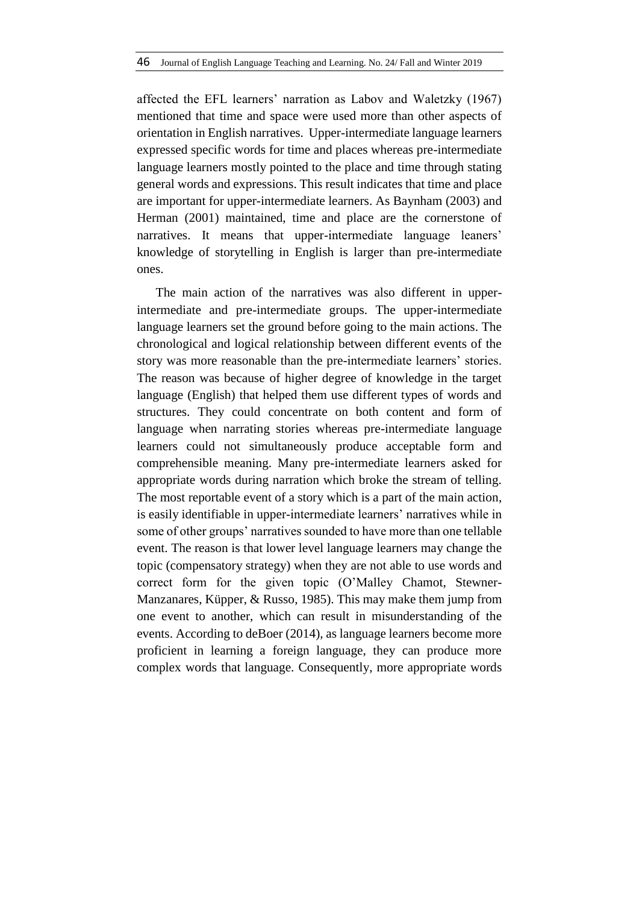affected the EFL learners' narration as Labov and Waletzky (1967) mentioned that time and space were used more than other aspects of orientation in English narratives. Upper-intermediate language learners expressed specific words for time and places whereas pre-intermediate language learners mostly pointed to the place and time through stating general words and expressions. This result indicates that time and place are important for upper-intermediate learners. As Baynham (2003) and Herman (2001) maintained, time and place are the cornerstone of narratives. It means that upper-intermediate language leaners' knowledge of storytelling in English is larger than pre-intermediate ones.

The main action of the narratives was also different in upper-intermediate and pre-intermediate groups. The upper-intermediate language learners set the ground before going to the main actions. The chronological and logical relationship between different events of the story was more reasonable than the pre-intermediate learners' stories. The reason was because of higher degree of knowledge in the target language (English) that helped them use different types of words and structures. They could concentrate on both content and form of language when narrating stories whereas pre-intermediate language learners could not simultaneously produce acceptable form and comprehensible meaning. Many pre-intermediate learners asked for appropriate words during narration which broke the stream of telling. The most reportable event of a story which is a part of the main action, is easily identifiable in upper-intermediate learners' narratives while in some of other groups' narratives sounded to have more than one tellable event. The reason is that lower level language learners may change the topic (compensatory strategy) when they are not able to use words and correct form for the given topic (O'Malley Chamot, Stewner-Manzanares, Küpper, & Russo, 1985). This may make them jump from one event to another, which can result in misunderstanding of the events. According to deBoer (2014), as language learners become more proficient in learning a foreign language, they can produce more complex words that language. Consequently, more appropriate words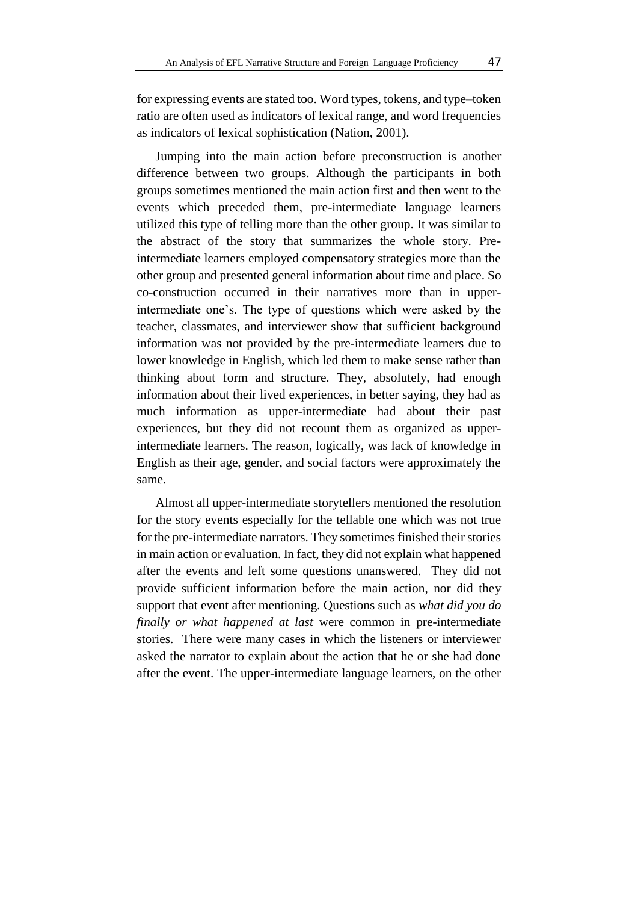for expressing events are stated too. Word types, tokens, and type–token ratio are often used as indicators of lexical range, and word frequencies as indicators of lexical sophistication (Nation, 2001).

Jumping into the main action before preconstruction is another difference between two groups. Although the participants in both groups sometimes mentioned the main action first and then went to the events which preceded them, pre-intermediate language learners utilized this type of telling more than the other group. It was similar to the abstract of the story that summarizes the whole story. Pre-intermediate learners employed compensatory strategies more than the other group and presented general information about time and place. So co-construction occurred in their narratives more than in upper-intermediate one's. The type of questions which were asked by the teacher, classmates, and interviewer show that sufficient background information was not provided by the pre-intermediate learners due to lower knowledge in English, which led them to make sense rather than thinking about form and structure. They, absolutely, had enough information about their lived experiences, in better saying, they had as much information as upper-intermediate had about their past experiences, but they did not recount them as organized as upper-intermediate learners. The reason, logically, was lack of knowledge in English as their age, gender, and social factors were approximately the same.

Almost all upper-intermediate storytellers mentioned the resolution for the story events especially for the tellable one which was not true for the pre-intermediate narrators. They sometimes finished their stories in main action or evaluation. In fact, they did not explain what happened after the events and left some questions unanswered. They did not provide sufficient information before the main action, nor did they support that event after mentioning. Questions such as *what did you do finally or what happened at last* were common in pre-intermediate stories. There were many cases in which the listeners or interviewer asked the narrator to explain about the action that he or she had done after the event. The upper-intermediate language learners, on the other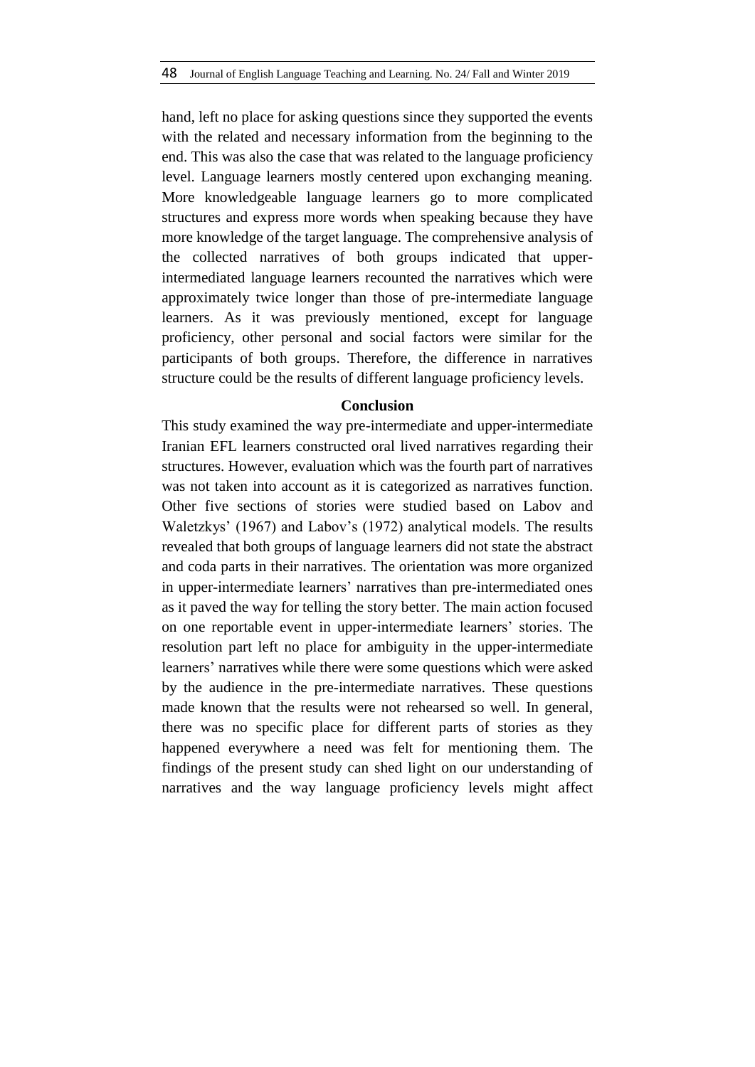hand, left no place for asking questions since they supported the events with the related and necessary information from the beginning to the end. This was also the case that was related to the language proficiency level. Language learners mostly centered upon exchanging meaning. More knowledgeable language learners go to more complicated structures and express more words when speaking because they have more knowledge of the target language. The comprehensive analysis of the collected narratives of both groups indicated that upper-intermediated language learners recounted the narratives which were approximately twice longer than those of pre-intermediate language learners. As it was previously mentioned, except for language proficiency, other personal and social factors were similar for the participants of both groups. Therefore, the difference in narratives structure could be the results of different language proficiency levels.

## Conclusion

This study examined the way pre-intermediate and upper-intermediate Iranian EFL learners constructed oral lived narratives regarding their structures. However, evaluation which was the fourth part of narratives was not taken into account as it is categorized as narratives function. Other five sections of stories were studied based on Labov and Waletzkys' (1967) and Labov's (1972) analytical models. The results revealed that both groups of language learners did not state the abstract and coda parts in their narratives. The orientation was more organized in upper-intermediate learners' narratives than pre-intermediated ones as it paved the way for telling the story better. The main action focused on one reportable event in upper-intermediate learners' stories. The resolution part left no place for ambiguity in the upper-intermediate learners' narratives while there were some questions which were asked by the audience in the pre-intermediate narratives. These questions made known that the results were not rehearsed so well. In general, there was no specific place for different parts of stories as they happened everywhere a need was felt for mentioning them. The findings of the present study can shed light on our understanding of narratives and the way language proficiency levels might affect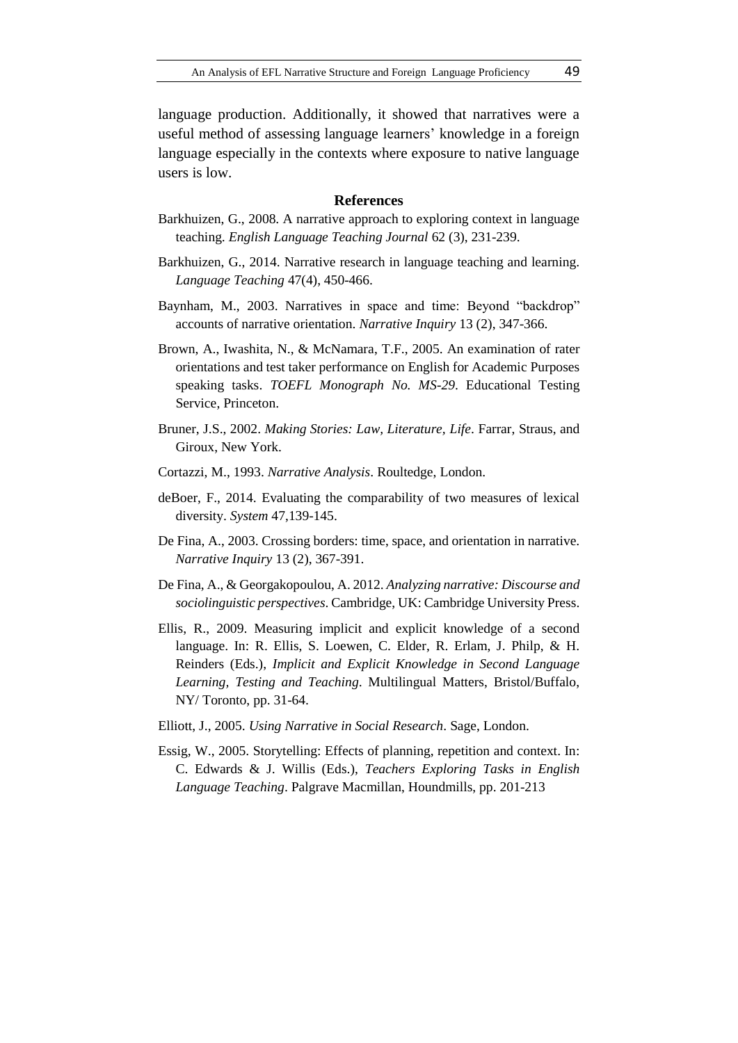language production. Additionally, it showed that narratives were a useful method of assessing language learners' knowledge in a foreign language especially in the contexts where exposure to native language users is low.

## References

Barkhuizen, G., 2008. A narrative approach to exploring context in language teaching. *English Language Teaching Journal* 62 (3), 231-239.

Barkhuizen, G., 2014. Narrative research in language teaching and learning. *Language Teaching* 47(4), 450-466.

Baynham, M., 2003. Narratives in space and time: Beyond "backdrop" accounts of narrative orientation. *Narrative Inquiry* 13 (2), 347-366.

Brown, A., Iwashita, N., & McNamara, T.F., 2005. An examination of rater orientations and test taker performance on English for Academic Purposes speaking tasks. *TOEFL Monograph No. MS-29*. Educational Testing Service, Princeton.

Bruner, J.S., 2002. *Making Stories: Law, Literature, Life*. Farrar, Straus, and Giroux, New York.

Cortazzi, M., 1993. *Narrative Analysis*. Roultedge, London.

deBoer, F., 2014. Evaluating the comparability of two measures of lexical diversity. *System* 47,139-145.

De Fina, A., 2003. Crossing borders: time, space, and orientation in narrative. *Narrative Inquiry* 13 (2), 367-391.

De Fina, A., & Georgakopoulou, A. 2012. *Analyzing narrative: Discourse and sociolinguistic perspectives*. Cambridge, UK: Cambridge University Press.

Ellis, R., 2009. Measuring implicit and explicit knowledge of a second language. In: R. Ellis, S. Loewen, C. Elder, R. Erlam, J. Philp, & H. Reinders (Eds.), *Implicit and Explicit Knowledge in Second Language Learning, Testing and Teaching*. Multilingual Matters, Bristol/Buffalo, NY/ Toronto, pp. 31-64.

Elliott, J., 2005. *Using Narrative in Social Research*. Sage, London.

Essig, W., 2005. Storytelling: Effects of planning, repetition and context. In: C. Edwards & J. Willis (Eds.), *Teachers Exploring Tasks in English Language Teaching*. Palgrave Macmillan, Houndmills, pp. 201-213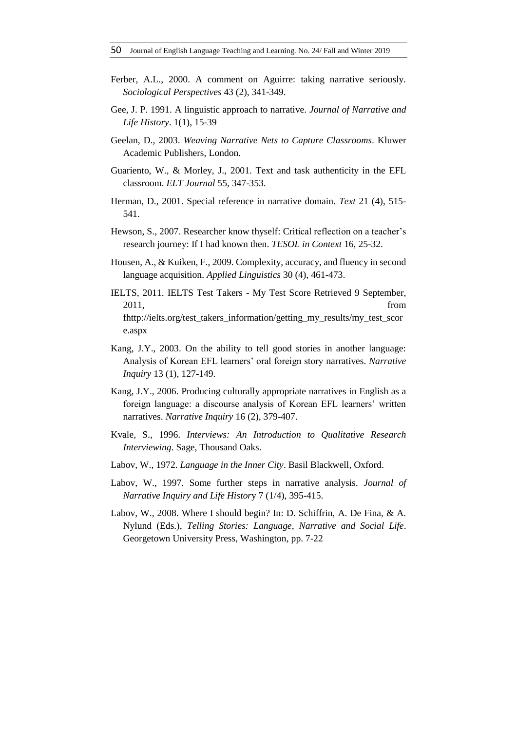Ferber, A.L., 2000. A comment on Aguirre: taking narrative seriously. *Sociological Perspectives* 43 (2), 341-349.

Gee, J. P. 1991. A linguistic approach to narrative. *Journal of Narrative and Life History*. 1(1), 15-39

Geelan, D., 2003. *Weaving Narrative Nets to Capture Classrooms*. Kluwer Academic Publishers, London.

Guariento, W., & Morley, J., 2001. Text and task authenticity in the EFL classroom. *ELT Journal* 55, 347-353.

Herman, D., 2001. Special reference in narrative domain. *Text* 21 (4), 515-541.

Hewson, S., 2007. Researcher know thyself: Critical reflection on a teacher's research journey: If I had known then. *TESOL in Context* 16, 25-32.

Housen, A., & Kuiken, F., 2009. Complexity, accuracy, and fluency in second language acquisition. *Applied Linguistics* 30 (4), 461-473.

IELTS, 2011. IELTS Test Takers - My Test Score Retrieved 9 September, 2011, from fhttp://ielts.org/test_takers_information/getting_my_results/my_test_score.aspx

Kang, J.Y., 2003. On the ability to tell good stories in another language: Analysis of Korean EFL learners' oral foreign story narratives. *Narrative Inquiry* 13 (1), 127-149.

Kang, J.Y., 2006. Producing culturally appropriate narratives in English as a foreign language: a discourse analysis of Korean EFL learners' written narratives. *Narrative Inquiry* 16 (2), 379-407.

Kvale, S., 1996. *Interviews: An Introduction to Qualitative Research Interviewing*. Sage, Thousand Oaks.

Labov, W., 1972. *Language in the Inner City*. Basil Blackwell, Oxford.

Labov, W., 1997. Some further steps in narrative analysis. *Journal of Narrative Inquiry and Life History* 7 (1/4), 395-415.

Labov, W., 2008. Where I should begin? In: D. Schiffrin, A. De Fina, & A. Nylund (Eds.), *Telling Stories: Language, Narrative and Social Life*. Georgetown University Press, Washington, pp. 7-22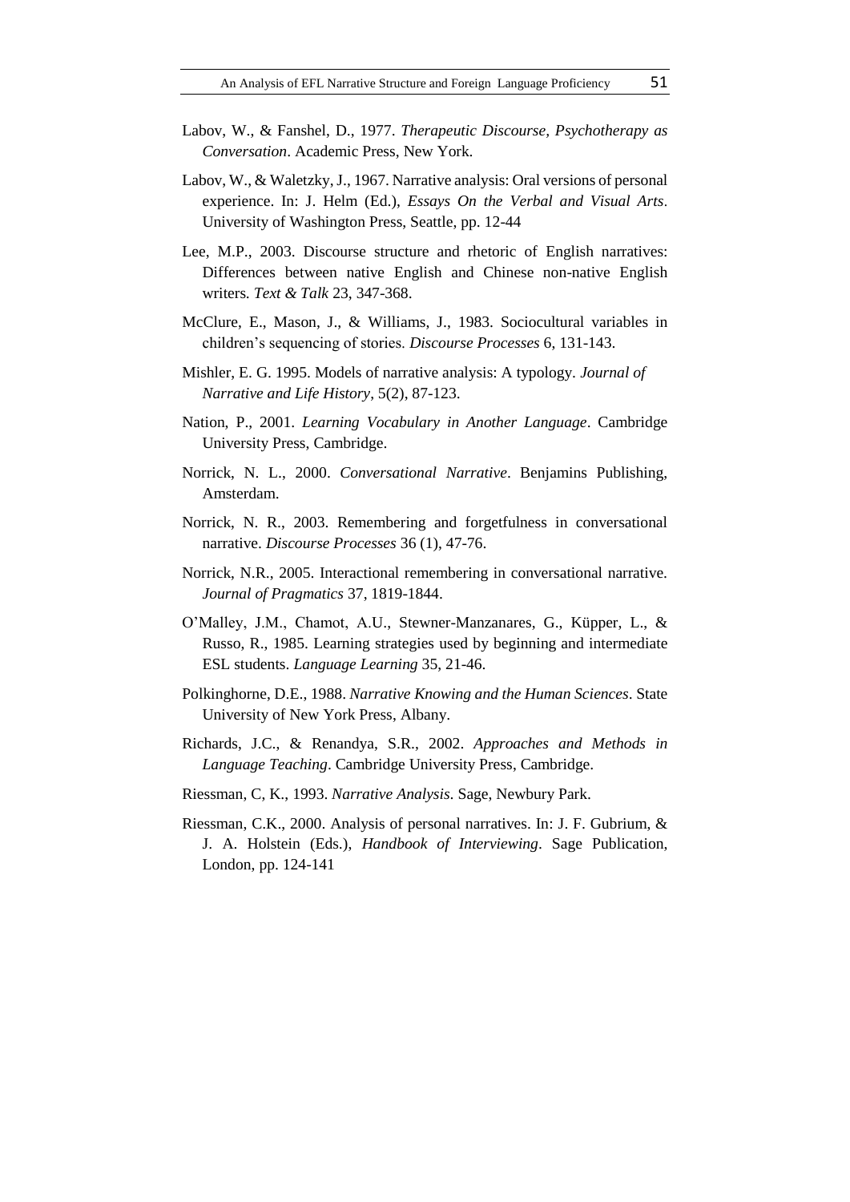Labov, W., & Fanshel, D., 1977. *Therapeutic Discourse, Psychotherapy as Conversation*. Academic Press, New York.

Labov, W., & Waletzky, J., 1967. Narrative analysis: Oral versions of personal experience. In: J. Helm (Ed.), *Essays On the Verbal and Visual Arts*. University of Washington Press, Seattle, pp. 12-44

Lee, M.P., 2003. Discourse structure and rhetoric of English narratives: Differences between native English and Chinese non-native English writers. *Text & Talk* 23, 347-368.

McClure, E., Mason, J., & Williams, J., 1983. Sociocultural variables in children's sequencing of stories. *Discourse Processes* 6, 131-143.

Mishler, E. G. 1995. Models of narrative analysis: A typology. *Journal of Narrative and Life History*, 5(2), 87-123.

Nation, P., 2001. *Learning Vocabulary in Another Language*. Cambridge University Press, Cambridge.

Norrick, N. L., 2000. *Conversational Narrative*. Benjamins Publishing, Amsterdam.

Norrick, N. R., 2003. Remembering and forgetfulness in conversational narrative. *Discourse Processes* 36 (1), 47-76.

Norrick, N.R., 2005. Interactional remembering in conversational narrative. *Journal of Pragmatics* 37, 1819-1844.

O'Malley, J.M., Chamot, A.U., Stewner-Manzanares, G., Küpper, L., & Russo, R., 1985. Learning strategies used by beginning and intermediate ESL students. *Language Learning* 35, 21-46.

Polkinghorne, D.E., 1988. *Narrative Knowing and the Human Sciences*. State University of New York Press, Albany.

Richards, J.C., & Renandya, S.R., 2002. *Approaches and Methods in Language Teaching*. Cambridge University Press, Cambridge.

Riessman, C, K., 1993. *Narrative Analysis*. Sage, Newbury Park.

Riessman, C.K., 2000. Analysis of personal narratives. In: J. F. Gubrium, & J. A. Holstein (Eds.), *Handbook of Interviewing*. Sage Publication, London, pp. 124-141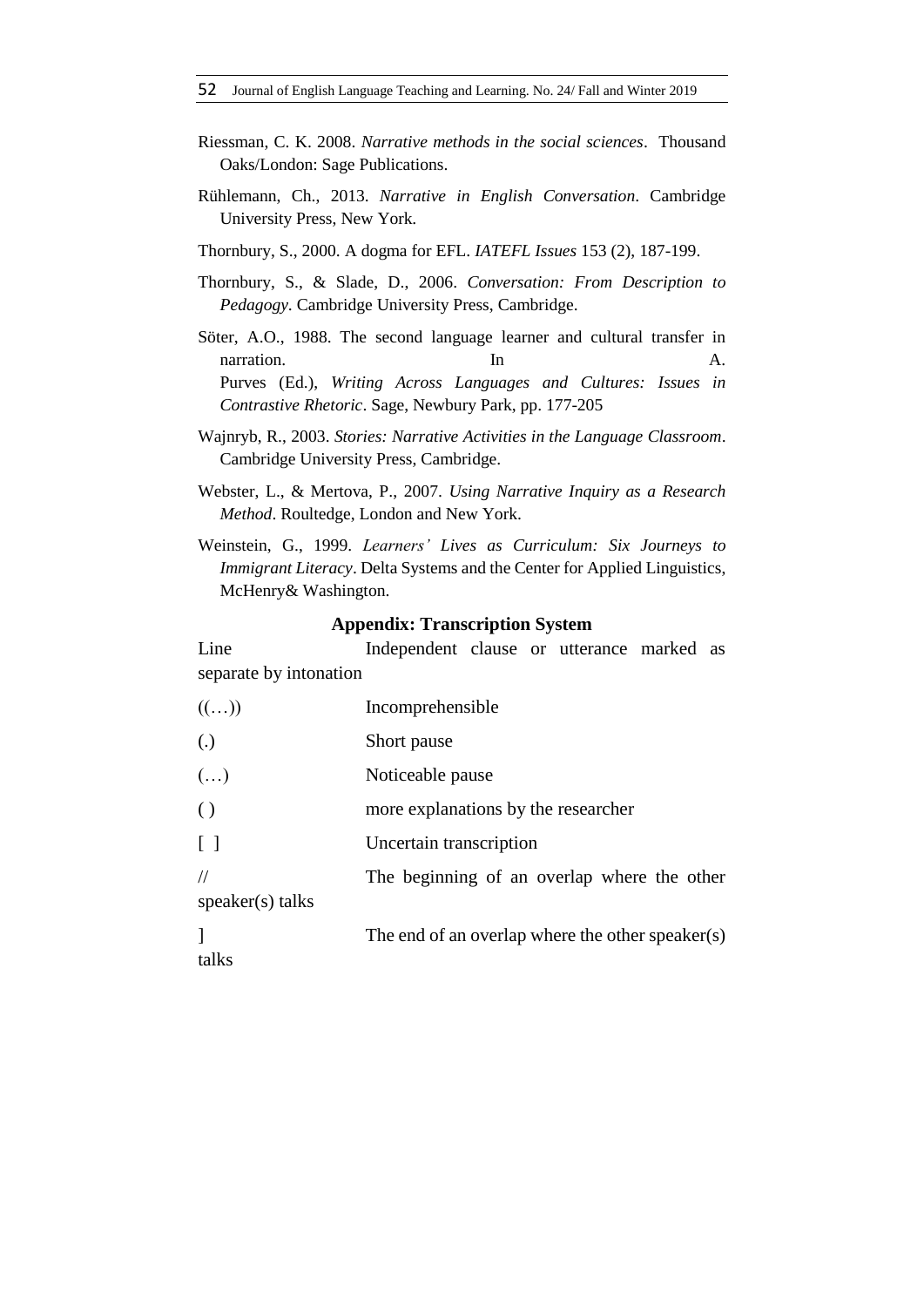Riessman, C. K. 2008. *Narrative methods in the social sciences*. Thousand Oaks/London: Sage Publications.

Rühlemann, Ch., 2013. *Narrative in English Conversation*. Cambridge University Press, New York.

Thornbury, S., 2000. A dogma for EFL. *IATEFL Issues* 153 (2), 187-199.

Thornbury, S., & Slade, D., 2006. *Conversation: From Description to Pedagogy*. Cambridge University Press, Cambridge.

Söter, A.O., 1988. The second language learner and cultural transfer in narration. In A. Purves (Ed.), *Writing Across Languages and Cultures: Issues in Contrastive Rhetoric*. Sage, Newbury Park, pp. 177-205

Wajnryb, R., 2003. *Stories: Narrative Activities in the Language Classroom*. Cambridge University Press, Cambridge.

Webster, L., & Mertova, P., 2007. *Using Narrative Inquiry as a Research Method*. Roultedge, London and New York.

Weinstein, G., 1999. *Learners' Lives as Curriculum: Six Journeys to Immigrant Literacy*. Delta Systems and the Center for Applied Linguistics, McHenry& Washington.

## Appendix: Transcription System

| Symbol | Meaning |
|---|---|
| Line | Independent clause or utterance marked as separate by intonation |
| ((…)) | Incomprehensible |
| (.) | Short pause |
| (…) | Noticeable pause |
| ( ) | more explanations by the researcher |
| [ ] | Uncertain transcription |
| // | The beginning of an overlap where the other speaker(s) talks |
| ] | The end of an overlap where the other speaker(s) talks |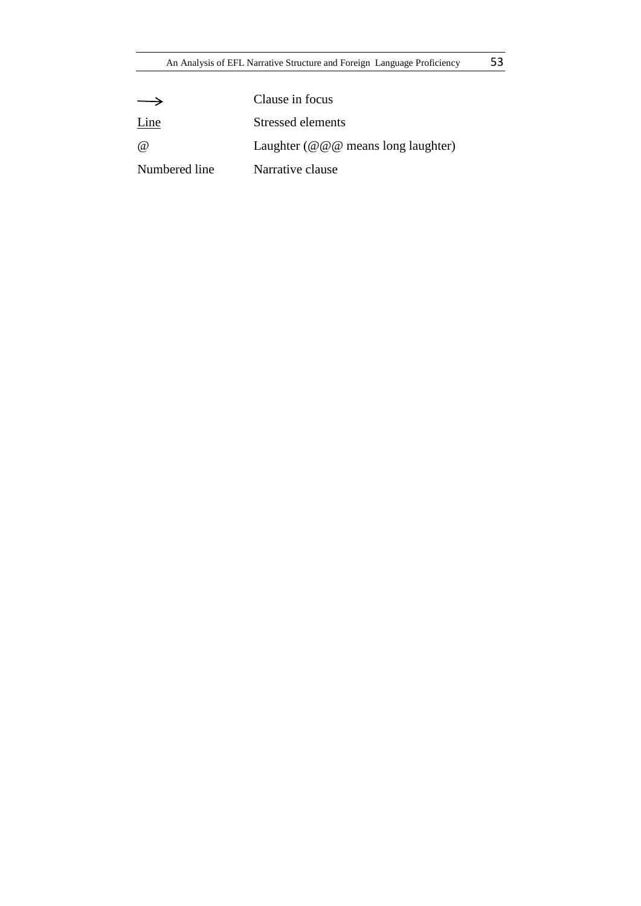| | |
|---|---|
| → | Clause in focus |
| <u>Line</u> | Stressed elements |
| @ | Laughter (@@@ means long laughter) |
| Numbered line | Narrative clause |